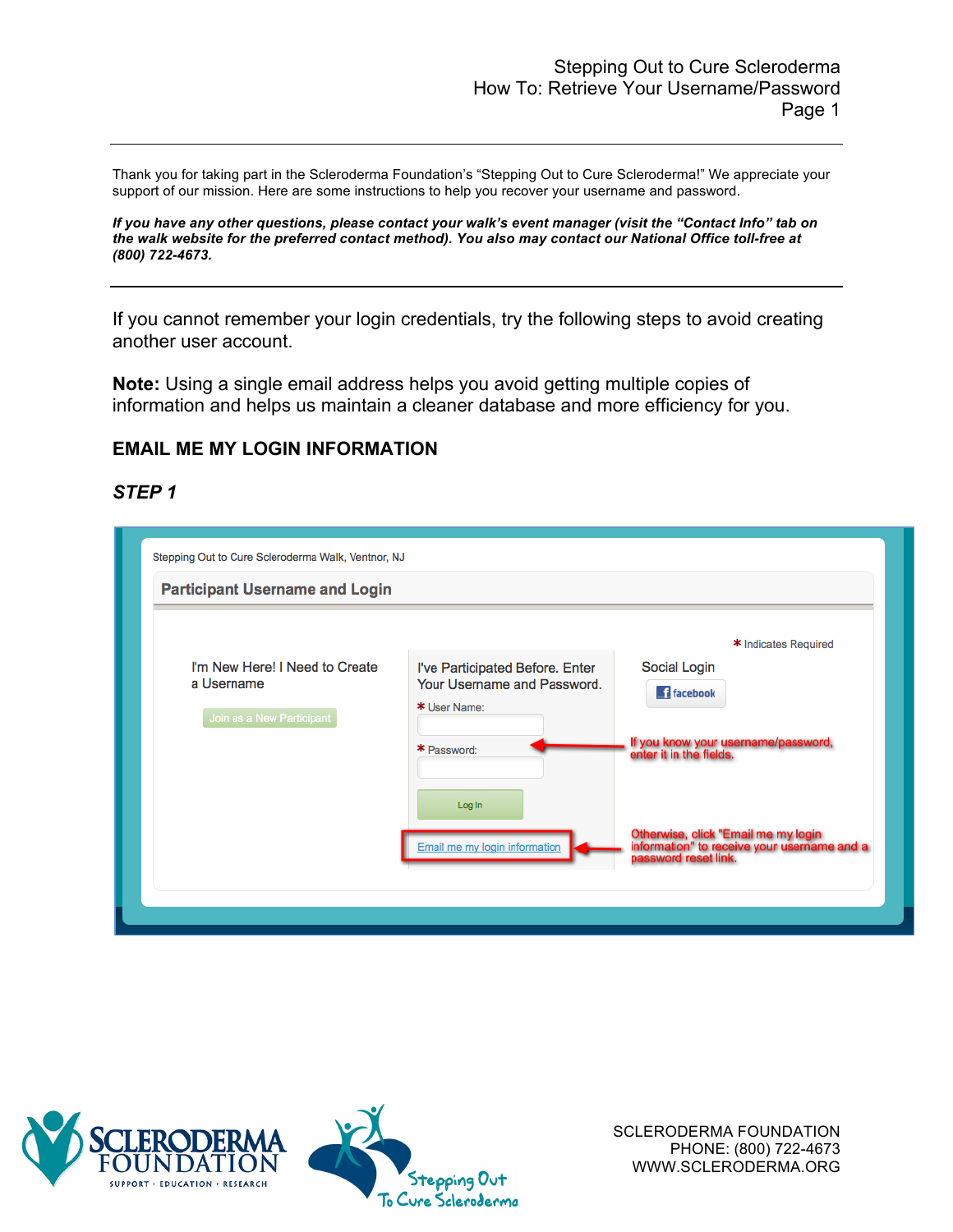Thank you for taking part in the Scleroderma Foundation's "Stepping Out to Cure Scleroderma!" We appreciate your support of our mission. Here are some instructions to help you recover your username and password.

***If you have any other questions, please contact your walk's event manager (visit the "Contact Info" tab on the walk website for the preferred contact method). You also may contact our National Office toll-free at (800) 722-4673.***

---

If you cannot remember your login credentials, try the following steps to avoid creating another user account.

**Note:** Using a single email address helps you avoid getting multiple copies of information and helps us maintain a cleaner database and more efficiency for you.

## EMAIL ME MY LOGIN INFORMATION

### *STEP 1*

Stepping Out to Cure Scleroderma Walk, Ventnor, NJ

**Participant Username and Login**

\* Indicates Required

I'm New Here! I Need to Create a Username

Join as a New Participant

I've Participated Before. Enter Your Username and Password.

\* User Name:

\* Password:

Log In

Email me my login information

Social Login

facebook

If you know your username/password, enter it in the fields.

Otherwise, click "Email me my login information" to receive your username and a password reset link.

SCLERODERMA FOUNDATION
PHONE: (800) 722-4673
WWW.SCLERODERMA.ORG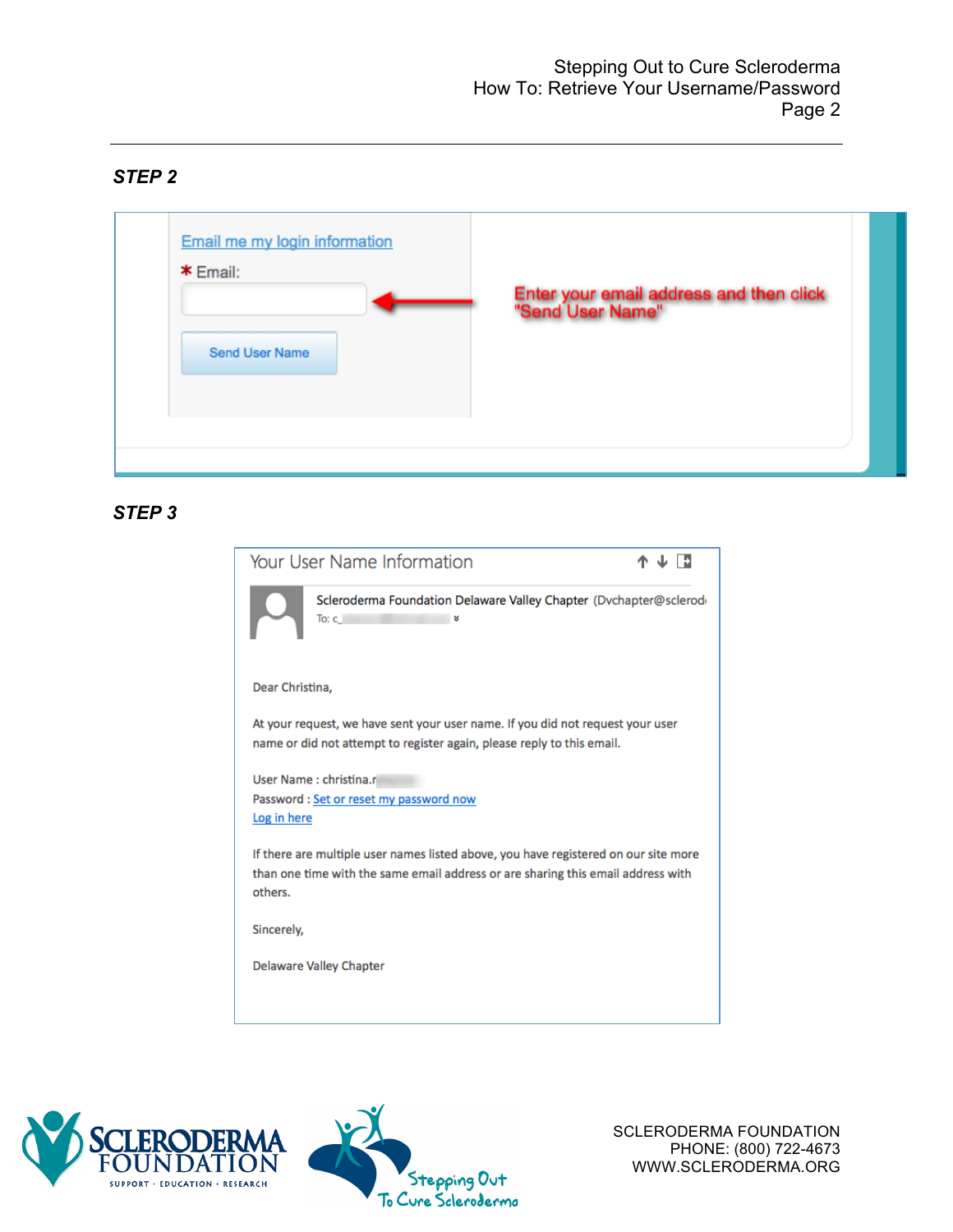### STEP 2

Email me my login information

\* Email:

Send User Name

Enter your email address and then click "Send User Name"

### STEP 3

Your User Name Information

Scleroderma Foundation Delaware Valley Chapter (Dvchapter@sclerod

To: c_

Dear Christina,

At your request, we have sent your user name. If you did not request your user name or did not attempt to register again, please reply to this email.

User Name : christina.r

Password : Set or reset my password now

Log in here

If there are multiple user names listed above, you have registered on our site more than one time with the same email address or are sharing this email address with others.

Sincerely,

Delaware Valley Chapter

SCLERODERMA FOUNDATION
PHONE: (800) 722-4673
WWW.SCLERODERMA.ORG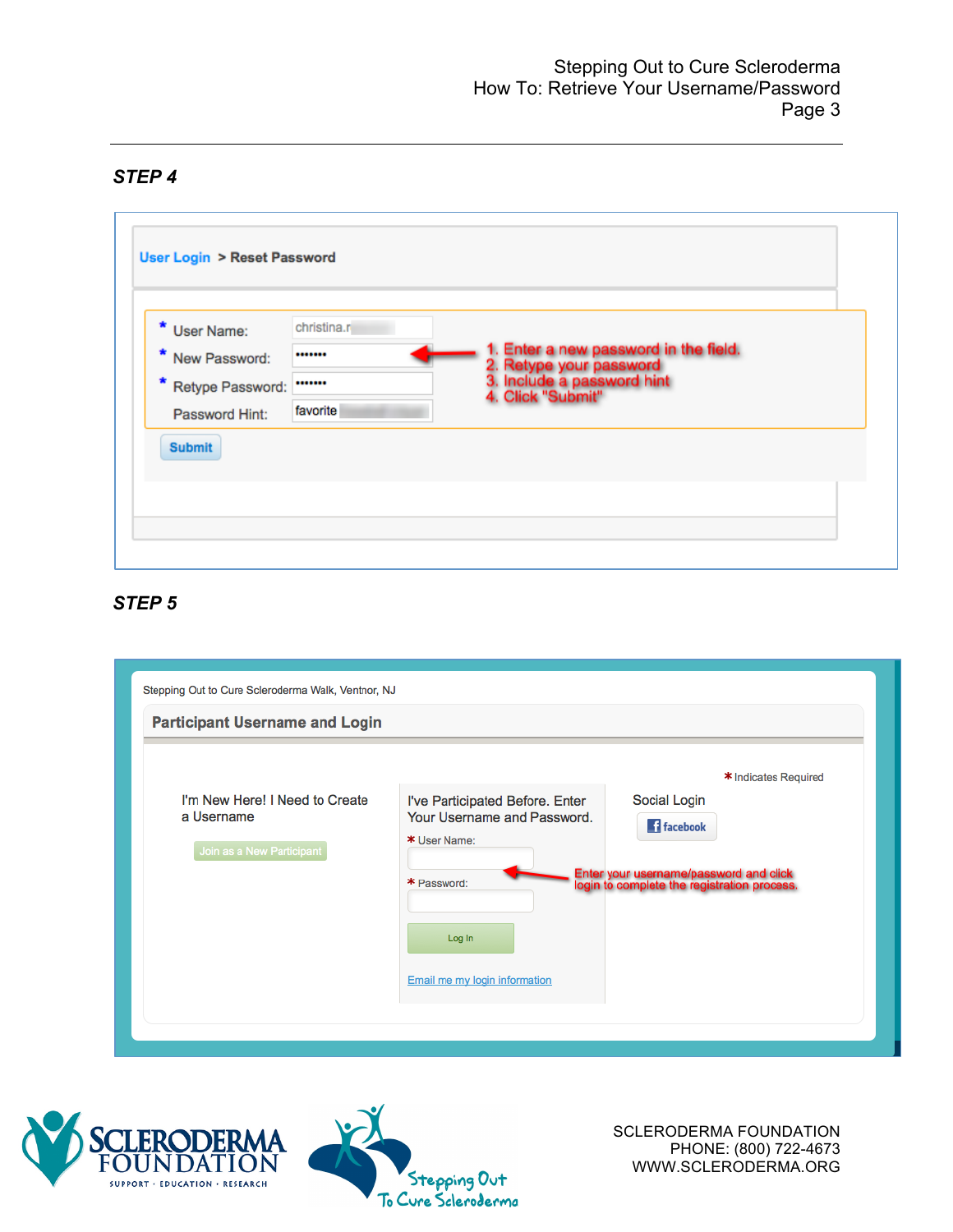## STEP 4

User Login > Reset Password

\* User Name: christina.r

\* New Password: •••••••

\* Retype Password: •••••••

Password Hint: favorite

Submit

1. Enter a new password in the field.
2. Retype your password
3. Include a password hint
4. Click "Submit"

## STEP 5

Stepping Out to Cure Scleroderma Walk, Ventnor, NJ

**Participant Username and Login**

\* Indicates Required

I'm New Here! I Need to Create a Username

Join as a New Participant

I've Participated Before. Enter Your Username and Password.

\* User Name:

\* Password:

Log In

Email me my login information

Social Login

facebook

Enter your username/password and click login to complete the registration process.

SCLERODERMA FOUNDATION
PHONE: (800) 722-4673
WWW.SCLERODERMA.ORG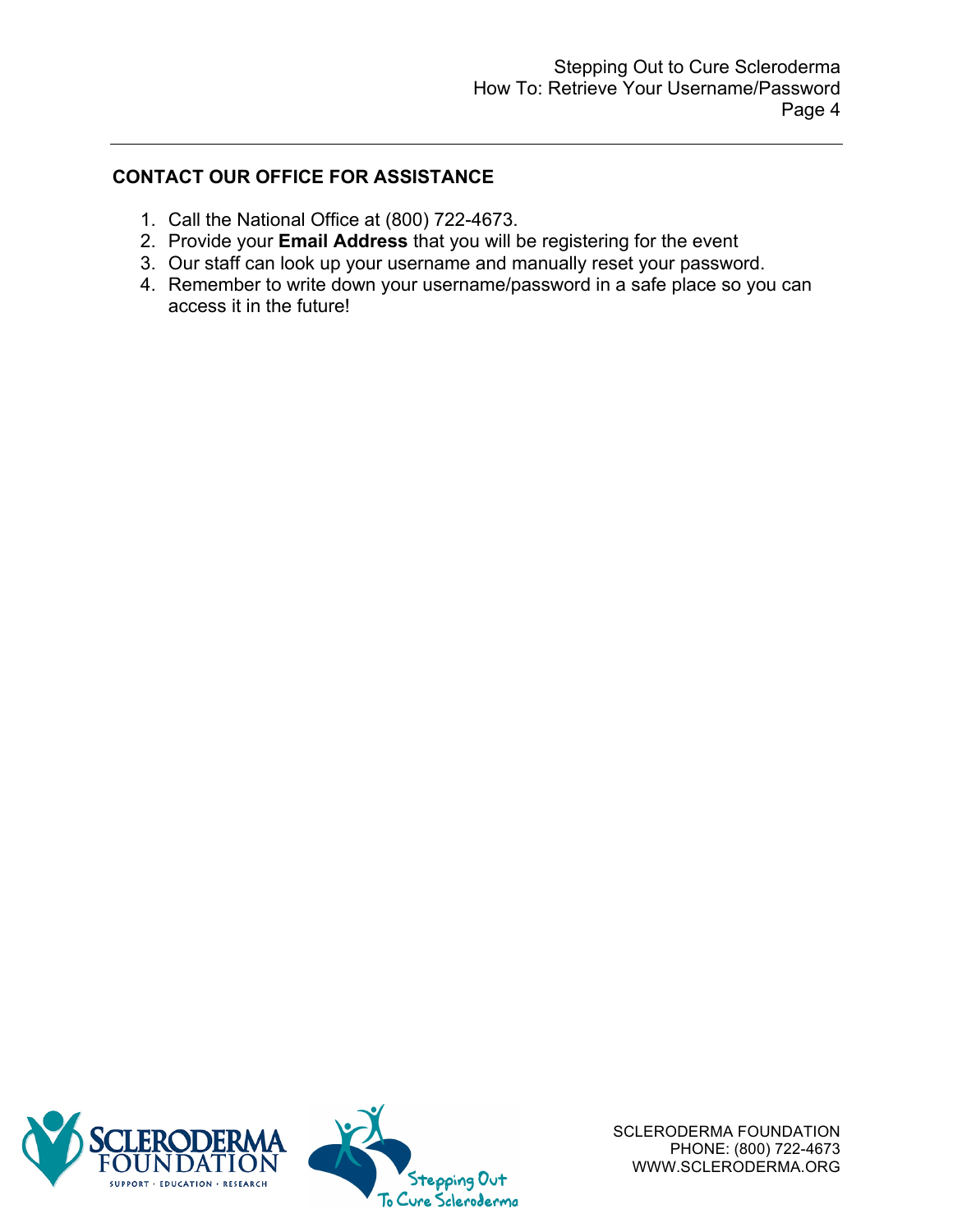## CONTACT OUR OFFICE FOR ASSISTANCE

1. Call the National Office at (800) 722-4673.
2. Provide your **Email Address** that you will be registering for the event
3. Our staff can look up your username and manually reset your password.
4. Remember to write down your username/password in a safe place so you can access it in the future!